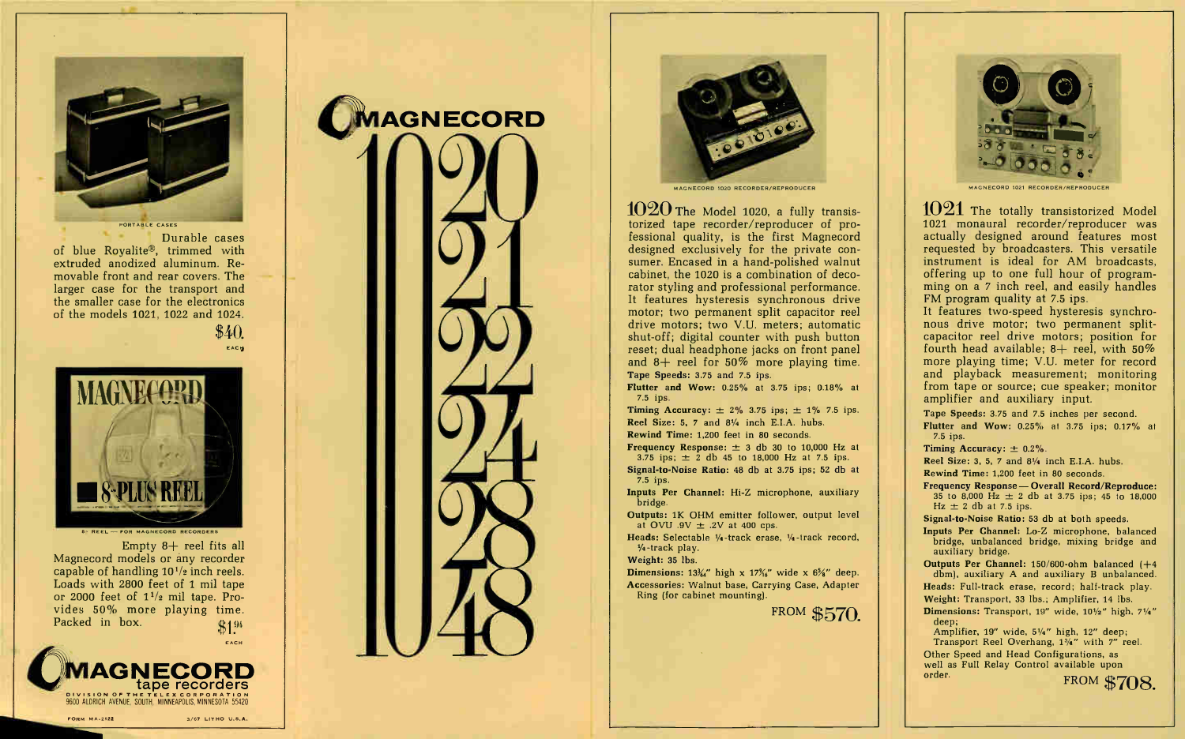PORTABLE CASES

Durable cases of blue Royalite®, trimmed with extruded anodized aluminum. Removable front and rear covers. The larger case for the transport and the smaller case for the electronics of the models 1021, 1022 and 1024.

$40. EACH

8+ REEL — FOR MAGNECORD RECORDERS

Empty 8+ reel fits all Magnecord models or any recorder capable of handling 10½ inch reels. Loads with 2800 feet of 1 mil tape or 2000 feet of 1½ mil tape. Provides 50% more playing time. Packed in box.

$1.94 EACH

**MAGNECORD tape recorders**

DIVISION OF THE TELEX CORPORATION
9600 ALDRICH AVENUE, SOUTH, MINNEAPOLIS, MINNESOTA 55420

FORM MA-2122

3/67 LITHO U.S.A.

# MAGNECORD

# 1020 1021 1022 1024 1028 1048

MAGNECORD 1020 RECORDER/REPRODUCER

## 1020

The Model 1020, a fully transistorized tape recorder/reproducer of professional quality, is the first Magnecord designed exclusively for the private consumer. Encased in a hand-polished walnut cabinet, the 1020 is a combination of decorator styling and professional performance. It features hysteresis synchronous drive motor; two permanent split capacitor reel drive motors; two V.U. meters; automatic shut-off; digital counter with push button reset; dual headphone jacks on front panel and 8+ reel for 50% more playing time.

**Tape Speeds:** 3.75 and 7.5 ips.

**Flutter and Wow:** 0.25% at 3.75 ips; 0.18% at 7.5 ips.

**Timing Accuracy:** ± 2% 3.75 ips; ± 1% 7.5 ips.

**Reel Size:** 5, 7 and 8¼ inch E.I.A. hubs.

**Rewind Time:** 1,200 feet in 80 seconds.

**Frequency Response:** ± 3 db 30 to 10,000 Hz at 3.75 ips; ± 2 db 45 to 18,000 Hz at 7.5 ips.

**Signal-to-Noise Ratio:** 48 db at 3.75 ips; 52 db at 7.5 ips.

**Inputs Per Channel:** Hi-Z microphone, auxiliary bridge.

**Outputs:** 1K OHM emitter follower, output level at OVU .9V ± .2V at 400 cps.

**Heads:** Selectable ¼-track erase, ¼-track record, ¼-track play.

**Weight:** 35 lbs.

**Dimensions:** 13¾" high x 17⅜" wide x 6⅝" deep.

**Accessories:** Walnut base, Carrying Case, Adapter Ring (for cabinet mounting).

FROM $570.

MAGNECORD 1021 RECORDER/REPRODUCER

## 1021

The totally transistorized Model 1021 monaural recorder/reproducer was actually designed around features most requested by broadcasters. This versatile instrument is ideal for AM broadcasts, offering up to one full hour of programming on a 7 inch reel, and easily handles FM program quality at 7.5 ips.

It features two-speed hysteresis synchronous drive motor; two permanent split-capacitor reel drive motors; position for fourth head available; 8+ reel, with 50% more playing time; V.U. meter for record and playback measurement; monitoring from tape or source; cue speaker; monitor amplifier and auxiliary input.

**Tape Speeds:** 3.75 and 7.5 inches per second.

**Flutter and Wow:** 0.25% at 3.75 ips; 0.17% at 7.5 ips.

**Timing Accuracy:** ± 0.2%.

**Reel Size:** 3, 5, 7 and 8¼ inch E.I.A. hubs.

**Rewind Time:** 1,200 feet in 80 seconds.

**Frequency Response — Overall Record/Reproduce:** 35 to 8,000 Hz ± 2 db at 3.75 ips; 45 to 18,000 Hz ± 2 db at 7.5 ips.

**Signal-to-Noise Ratio:** 53 db at both speeds.

**Inputs Per Channel:** Lo-Z microphone, balanced bridge, unbalanced bridge, mixing bridge and auxiliary bridge.

**Outputs Per Channel:** 150/600-ohm balanced (+4 dbm), auxiliary A and auxiliary B unbalanced.

**Heads:** Full-track erase, record; half-track play.

**Weight:** Transport, 33 lbs.; Amplifier, 14 lbs.

**Dimensions:** Transport, 19" wide, 10½" high, 7¼" deep;
Amplifier, 19" wide, 5¼" high, 12" deep;
Transport Reel Overhang, 1¾" with 7" reel.

Other Speed and Head Configurations, as well as Full Relay Control available upon order.

FROM $708.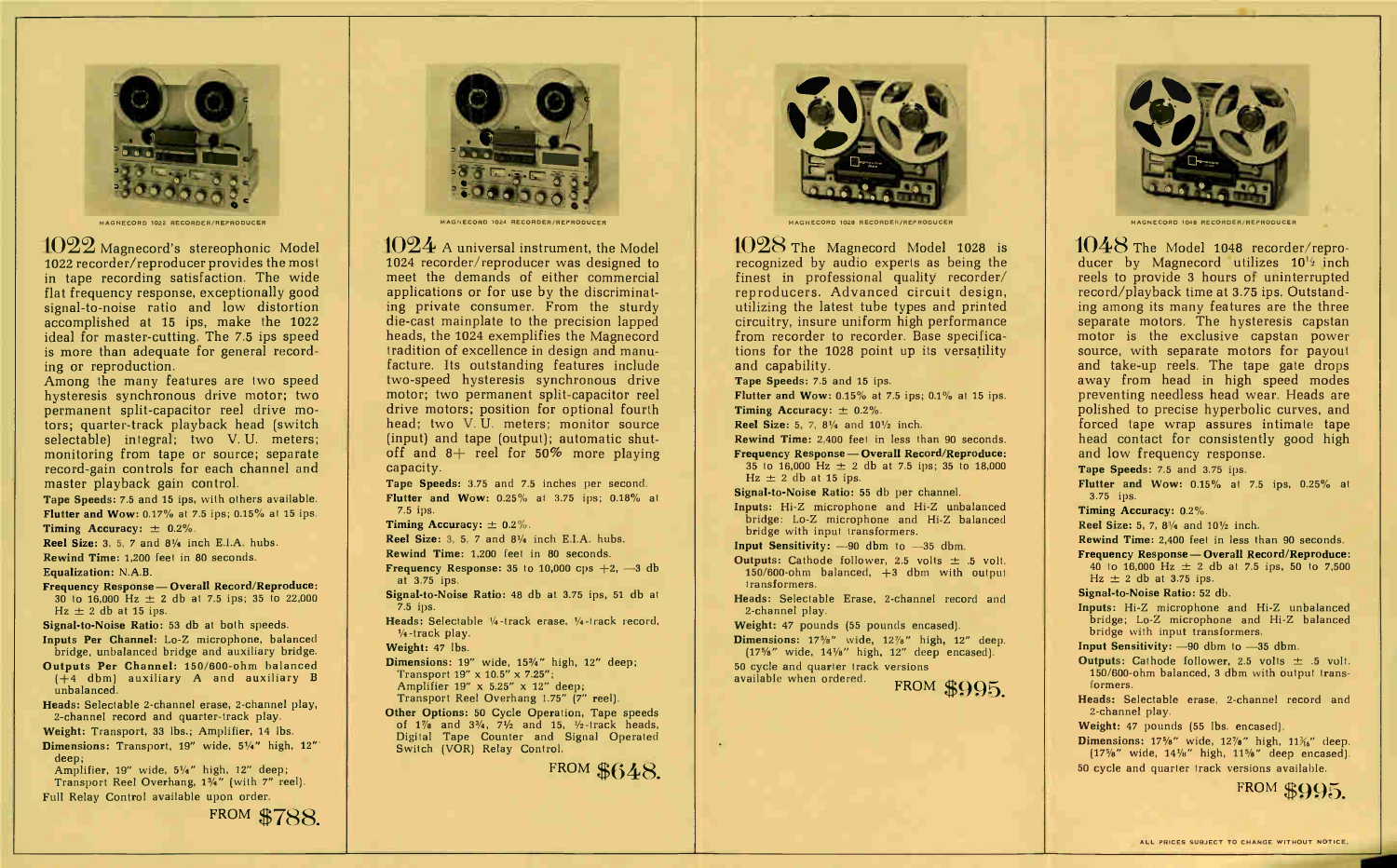MAGNECORD 1022 RECORDER/REPRODUCER

## 1022

Magnecord's stereophonic Model 1022 recorder/reproducer provides the most in tape recording satisfaction. The wide flat frequency response, exceptionally good signal-to-noise ratio and low distortion accomplished at 15 ips, make the 1022 ideal for master-cutting. The 7.5 ips speed is more than adequate for general recording or reproduction.

Among the many features are two speed hysteresis synchronous drive motor; two permanent split-capacitor reel drive motors; quarter-track playback head (switch selectable) integral; two V. U. meters; monitoring from tape or source; separate record-gain controls for each channel and master playback gain control.

**Tape Speeds:** 7.5 and 15 ips, with others available.

**Flutter and Wow:** 0.17% at 7.5 ips; 0.15% at 15 ips.

**Timing Accuracy:** ± 0.2%.

**Reel Size:** 3, 5, 7 and 8¼ inch E.I.A. hubs.

**Rewind Time:** 1,200 feet in 80 seconds.

**Equalization:** N.A.B.

**Frequency Response — Overall Record/Reproduce:** 30 to 16,000 Hz ± 2 db at 7.5 ips; 35 to 22,000 Hz ± 2 db at 15 ips.

**Signal-to-Noise Ratio:** 53 db at both speeds.

**Inputs Per Channel:** Lo-Z microphone, balanced bridge, unbalanced bridge and auxiliary bridge.

**Outputs Per Channel:** 150/600-ohm balanced (+4 dbm) auxiliary A and auxiliary B unbalanced.

**Heads:** Selectable 2-channel erase, 2-channel play, 2-channel record and quarter-track play.

**Weight:** Transport, 33 lbs.; Amplifier, 14 lbs.

**Dimensions:** Transport, 19" wide, 5¼" high, 12" deep;
Amplifier, 19" wide, 5¼" high, 12" deep;
Transport Reel Overhang, 1¾" (with 7" reel).

Full Relay Control available upon order.

FROM **$788.**

MAGNECORD 1024 RECORDER/REPRODUCER

## 1024

A universal instrument, the Model 1024 recorder/reproducer was designed to meet the demands of either commercial applications or for use by the discriminating private consumer. From the sturdy die-cast mainplate to the precision lapped heads, the 1024 exemplifies the Magnecord tradition of excellence in design and manufacture. Its outstanding features include two-speed hysteresis synchronous drive motor; two permanent split-capacitor reel drive motors; position for optional fourth head; two V. U. meters; monitor source (input) and tape (output); automatic shut-off and 8+ reel for 50% more playing capacity.

**Tape Speeds:** 3.75 and 7.5 inches per second.

**Flutter and Wow:** 0.25% at 3.75 ips; 0.18% at 7.5 ips.

**Timing Accuracy:** ± 0.2%.

**Reel Size:** 3, 5, 7 and 8¼ inch E.I.A. hubs.

**Rewind Time:** 1,200 feet in 80 seconds.

**Frequency Response:** 35 to 10,000 cps +2, —3 db at 3.75 ips.

**Signal-to-Noise Ratio:** 48 db at 3.75 ips, 51 db at 7.5 ips.

**Heads:** Selectable ¼-track erase, ¼-track record, ¼-track play.

**Weight:** 47 lbs.

**Dimensions:** 19" wide, 15¾" high, 12" deep;
Transport 19" x 10.5" x 7.25";
Amplifier 19" x 5.25" x 12" deep;
Transport Reel Overhang 1.75" (7" reel).

**Other Options:** 50 Cycle Operation, Tape speeds of 1⅞ and 3¾, 7½ and 15, ½-track heads, Digital Tape Counter and Signal Operated Switch (VOR) Relay Control.

FROM **$648.**

MAGNECORD 1028 RECORDER/REPRODUCER

## 1028

The Magnecord Model 1028 is recognized by audio experts as being the finest in professional quality recorder/reproducers. Advanced circuit design, utilizing the latest tube types and printed circuitry, insure uniform high performance from recorder to recorder. Base specifications for the 1028 point up its versatility and capability.

**Tape Speeds:** 7.5 and 15 ips.

**Flutter and Wow:** 0.15% at 7.5 ips; 0.1% at 15 ips.

**Timing Accuracy:** ± 0.2%.

**Reel Size:** 5, 7, 8¼ and 10½ inch.

**Rewind Time:** 2,400 feet in less than 90 seconds.

**Frequency Response — Overall Record/Reproduce:** 35 to 16,000 Hz ± 2 db at 7.5 ips; 35 to 18,000 Hz ± 2 db at 15 ips.

**Signal-to-Noise Ratio:** 55 db per channel.

**Inputs:** Hi-Z microphone and Hi-Z unbalanced bridge; Lo-Z microphone and Hi-Z balanced bridge with input transformers.

**Input Sensitivity:** —90 dbm to —35 dbm.

**Outputs:** Cathode follower, 2.5 volts ± .5 volt. 150/600-ohm balanced, +3 dbm with output transformers.

**Heads:** Selectable Erase, 2-channel record and 2-channel play.

**Weight:** 47 pounds (55 pounds encased).

**Dimensions:** 17⅝" wide, 12⅞" high, 12" deep. (17⅞" wide, 14⅛" high, 12" deep encased).

50 cycle and quarter track versions available when ordered.

FROM **$995.**

MAGNECORD 1048 RECORDER/REPRODUCER

## 1048

The Model 1048 recorder/reproducer by Magnecord utilizes 10½ inch reels to provide 3 hours of uninterrupted record/playback time at 3.75 ips. Outstanding among its many features are the three separate motors. The hysteresis capstan motor is the exclusive capstan power source, with separate motors for payout and take-up reels. The tape gate drops away from head in high speed modes preventing needless head wear. Heads are polished to precise hyperbolic curves, and forced tape wrap assures intimate tape head contact for consistently good high and low frequency response.

**Tape Speeds:** 7.5 and 3.75 ips.

**Flutter and Wow:** 0.15% at 7.5 ips, 0.25% at 3.75 ips.

**Timing Accuracy:** 0.2%.

**Reel Size:** 5, 7, 8¼ and 10½ inch.

**Rewind Time:** 2,400 feet in less than 90 seconds.

**Frequency Response — Overall Record/Reproduce:** 40 to 16,000 Hz ± 2 db at 7.5 ips, 50 to 7,500 Hz ± 2 db at 3.75 ips.

**Signal-to-Noise Ratio:** 52 db.

**Inputs:** Hi-Z microphone and Hi-Z unbalanced bridge; Lo-Z microphone and Hi-Z balanced bridge with input transformers.

**Input Sensitivity:** —90 dbm to —35 dbm.

**Outputs:** Cathode follower, 2.5 volts ± .5 volt. 150/600-ohm balanced, 3 dbm with output transformers.

**Heads:** Selectable erase, 2-channel record and 2-channel play.

**Weight:** 47 pounds (55 lbs. encased).

**Dimensions:** 17⅝" wide, 12⅞" high, 11⅜" deep. (17⅝" wide, 14⅛" high, 11⅝" deep encased).

50 cycle and quarter track versions available.

FROM **$995.**

ALL PRICES SUBJECT TO CHANGE WITHOUT NOTICE.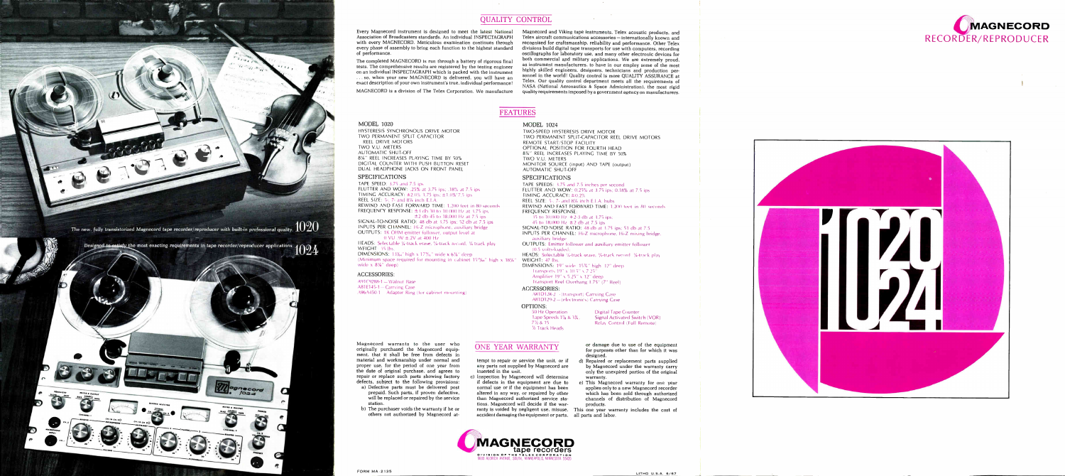# MAGNECORD RECORDER/REPRODUCER

The new, fully transistorized Magnecord tape recorder/reproducer with built-in professional quality. **1020**

Designed to satisfy the most exacting requirements in tape recorder/reproducer applications. **1024**

## QUALITY CONTROL

Every Magnecord instrument is designed to meet the latest National Association of Broadcasters standards. An individual INSPECTAGRAPH with every MAGNECORD. Meticulous examination continues through every phase of assembly to bring each function to the highest standard of performance.

The completed MAGNECORD is run through a battery of rigorous final tests. The comprehensive results are registered by the testing engineer on an individual INSPECTAGRAPH which is packed with the instrument . . . so, when your new MAGNECORD is delivered, you will have an exact description of your own instrument's true, individual performance!

MAGNECORD is a division of The Telex Corporation. We manufacture Magnecord and Viking tape instruments, Telex acoustic products, and Telex aircraft communications accessories—internationally known and recognized for craftsmanship, reliability and performance. Other Telex divisions build digital tape transports for use with computers, recording oscillographs for laboratory use, and many other electronic devices for both commercial and military applications. We are extremely proud, as instrument manufacturers, to have in our employ some of the most highly skilled engineers, designers, technicians and production personnel in the world! Quality control is more QUALITY ASSURANCE at Telex. Our quality control department meets all the requirements of NASA (National Aeronautics & Space Administration), the most rigid quality requirements imposed by a government agency on manufacturers.

## FEATURES

### MODEL 1020

HYSTERESIS SYNCHRONOUS DRIVE MOTOR
TWO PERMANENT SPLIT CAPACITOR REEL DRIVE MOTORS
TWO V.U. METERS
AUTOMATIC SHUT-OFF
8¼" REEL INCREASES PLAYING TIME BY 50%
DIGITAL COUNTER WITH PUSH BUTTON RESET
DUAL HEADPHONE JACKS ON FRONT PANEL

#### SPECIFICATIONS

TAPE SPEED: 3.75 and 7.5 ips
FLUTTER AND WOW: .25% at 3.75 ips, .18% at 7.5 ips
TIMING ACCURACY: ±2.0% 3.75 ips, ±1.0% 7.5 ips
REEL SIZE: 5", 7" and 8¼ inch E.I.A.
REWIND AND FAST FORWARD TIME: 1,200 feet in 80 seconds
FREQUENCY RESPONSE: ±3 db 30 to 10,000 Hz at 3.75 ips
±2 db 45 to 18,000 Hz at 7.5 ips
SIGNAL-TO-NOISE RATIO: 48 db at 3.75 ips, 52 db at 7.5 ips
INPUTS PER CHANNEL: Hi-Z microphone, auxiliary bridge
OUTPUTS: 1K OHM emitter follower, output level at 0 VU .9V ± .2V at 400 Hz
HEADS: Selectable ¼-track erase, ¼-track record, ¼-track play
WEIGHT: 35 lbs.
DIMENSIONS: 13⅜" high x 17⅝" wide x 6¾" deep
(Minimum space required for mounting in cabinet 15⅝" high x 18¾" wide x 8¾" deep)

#### ACCESSORIES:

A01D098-1—Walnut Base
A81E345-1—Carrying Case
A96A450-1—Adapter Ring (for cabinet mounting)

### MODEL 1024

TWO-SPEED HYSTERESIS DRIVE MOTOR
TWO PERMANENT SPLIT-CAPACITOR REEL DRIVE MOTORS
REMOTE START/STOP FACILITY
OPTIONAL POSITION FOR FOURTH HEAD
8¼" REEL INCREASES PLAYING TIME BY 50%
TWO V.U. METERS
MONITOR SOURCE (input) AND TAPE (output)
AUTOMATIC SHUT-OFF

#### SPECIFICATIONS

TAPE SPEEDS: 3.75 and 7.5 inches per second
FLUTTER AND WOW: 0.25% at 3.75 ips, 0.18% at 7.5 ips
TIMING ACCURACY: ±0.2%
REEL SIZE: 5", 7" and 8¼ inch E.I.A. hubs
REWIND AND FAST FORWARD TIME: 1,200 feet in 80 seconds
FREQUENCY RESPONSE:
30 to 10,000 Hz ±2-3 db at 3.75 ips
45 to 18,000 Hz ±2 db at 7.5 ips
SIGNAL-TO-NOISE RATIO: 48 db at 3.75 ips, 53 db at 7.5
INPUTS PER CHANNEL: Hi-Z microphone, Hi-Z mixing bridge, auxiliary bridge
OUTPUTS: Emitter follower and auxiliary emitter follower (0.5 volts-loaded)
HEADS: Selectable ¼-track erase, ¼-track record, ¼-track play
WEIGHT: 47 lbs.
DIMENSIONS: 19" wide, 15¾" high, 12" deep
Transports 19" x 10.5" x 7.25"
Amplifier 19" x 5.25" x 12" deep
Transport Reel Overhang 1.75" (7" Reel)

#### ACCESSORIES:

A81D128-2—(transport) Carrying Case
A81D129-2—(electronics) Carrying Case

#### OPTIONS:

50 Hz Operation
Tape Speeds 1⅞ & 3¾, 7½ & 15
½ Track Heads
Digital Tape Counter
Signal Activated Switch (VOR)
Relay Control (Full Remote)

## ONE YEAR WARRANTY

Magnecord warrants to the user who originally purchased the Magnecord equipment, that it shall be free from defects in material and workmanship under normal and proper use, for the period of one year from the date of original purchase, and agrees to repair or replace such parts showing factory defects, subject to the following provisions:

a) Defective parts must be delivered post prepaid. Such parts, if proven defective, will be replaced or repaired by the service station.

b) The purchaser voids the warranty if he or others not authorized by Magnecord attempt to repair or service the unit, or if any parts not supplied by Magnecord are inserted in the unit.

c) Inspection by Magnecord will determine if defects in the equipment are due to normal use or if the equipment has been altered in any way, or repaired by other than Magnecord authorized service stations. Magnecord will decide if the warranty is voided by negligent use, misuse, accident damaging the equipment or parts, or damage due to use of the equipment for purposes other than for which it was designed.

d) Repaired or replacement parts supplied by Magnecord under the warranty carry only the unexpired portion of the original warranty.

e) This Magnecord warranty for one year applies only to a new Magnecord recorder which has been sold through authorized channels of distribution of Magnecord products.

This one year warranty includes the cost of all parts and labor.

**MAGNECORD** tape recorders
DIVISION OF THE TELEX CORPORATION
9600 ALDRICH AVENUE SOUTH, MINNEAPOLIS, MINNESOTA 55420

FORM MA 2135

LITHO U.S.A. 8/67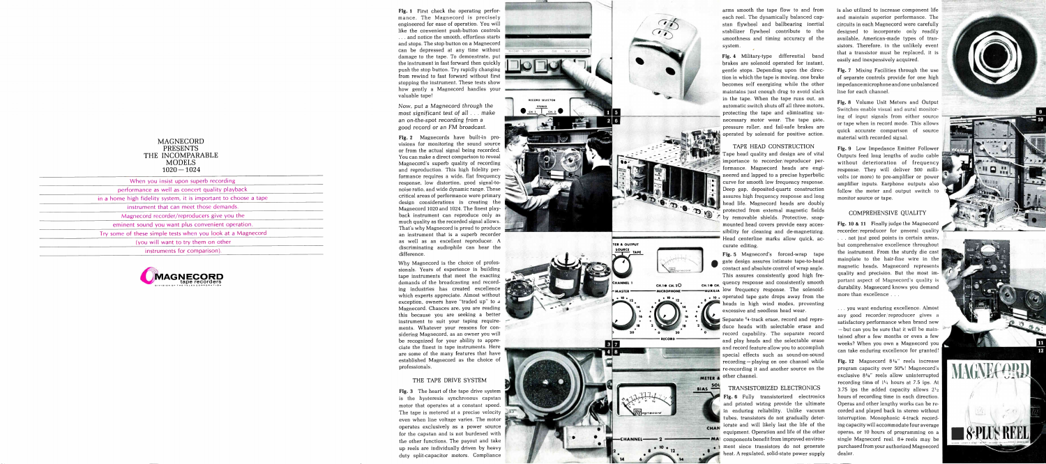MAGNECORD
PRESENTS
THE INCOMPARABLE
MODELS
1020 — 1024

When you insist upon superb recording performance as well as concert quality playback in a home high fidelity system, it is important to choose a tape instrument that can meet those demands. Magnecord recorder/reproducers give you the eminent sound you want plus convenient operation. Try some of these simple tests when you look at a Magnecord (you will want to try them on other instruments for comparison).

MAGNECORD tape recorders
DIVISION OF THE TELEX CORPORATION

**Fig. 1** First check the operating performance. The Magnecord is precisely engineered for ease of operation. You will like the convenient push-button controls . . . and notice the smooth, effortless starts and stops. The stop button on a Magnecord can be depressed at any time without damage to the tape. To demonstrate, put the instrument in fast forward then quickly push the stop button. Try rapidly changing from rewind to fast forward without first stopping the instrument. These tests show how gently a Magnecord handles your valuable tape!

*Now, put a Magnecord through the most significant test of all . . . make an on-the-spot recording from a good record or an FM broadcast.*

**Fig. 2** Magnecords have built-in provisions for monitoring the sound source or from the actual signal being recorded. You can make a direct comparison to reveal Magnecord's superb quality of recording and reproduction. This high fidelity performance requires a wide, flat frequency response, low distortion, good signal-to-noise ratio, and wide dynamic range. These critical areas of performance were primary design considerations in creating the Magnecord 1020 and 1024. The finest playback instrument can reproduce only as much quality as the recorded signal allows. That's why Magnecord is proud to produce an instrument that is a superb recorder as well as an excellent reproducer. A discriminating audiophile can hear the difference.

Why Magnecord is the choice of professionals. Years of experience in building tape instruments that meet the exacting demands of the broadcasting and recording industries has created excellence which experts appreciate. Almost without exception, owners have "traded up" to a Magnecord. Chances are, you are reading this because you are seeking a better instrument to suit your taping requirements. Whatever your reasons for considering Magnecord, as an owner you will be recognized for your ability to appreciate the finest in tape instruments. Here are some of the many features that have established Magnecord as the choice of professionals.

## THE TAPE DRIVE SYSTEM

**Fig. 3** The heart of the tape drive system is the hysteresis synchronous capstan motor that operates at a constant speed. The tape is metered at a precise velocity even when line voltage varies. The motor operates exclusively as a power source for the capstan and is not burdened with the other functions. The payout and take up reels are individually driven by heavy duty split-capacitor motors. Compliance arms smooth the tape flow to and from each reel. The dynamically balanced capstan flywheel and ballbearing inertial stabilizer flywheel contribute to the smoothness and timing accuracy of the system.

**Fig. 4** Military-type differential band brakes are solenoid operated for instant, gentle stops. Depending upon the direction in which the tape is moving, one brake becomes self energizing while the other maintains just enough drag to avoid slack in the tape. When the tape runs out, an automatic switch shuts off all three motors, protecting the tape and eliminating unnecessary motor wear. The tape gate, pressure roller, and fail-safe brakes are operated by solenoid for positive action.

## TAPE HEAD CONSTRUCTION

Tape head quality and design are of vital importance to recorder/reproducer performance. Magnecord heads are engineered and lapped to a precise hyperbolic curve for smooth low frequency response. Deep gap, deposited-quartz construction assures high frequency response and long head life. Magnecord heads are doubly protected from external magnetic fields by removable shields. Protective, snap-mounted head covers provide easy accessibility for cleaning and de-magnetizing. Head centerline marks allow quick, accurate editing.

**Fig. 5** Magnecord's forced-wrap tape gate design assures intimate tape-to-head contact and absolute control of wrap angle. This assures consistently good high frequency response and consistently smooth low frequency response. The solenoid-operated tape gate drops away from the heads in high wind modes, preventing excessive and needless head wear.

Separate ¼-track erase, record and reproduce heads with selectable erase and record capability. The separate record and play heads and the selectable erase and record feature allow you to accomplish special effects such as sound-on-sound recording — playing on one channel while re-recording it and another source on the other channel.

## TRANSISTORIZED ELECTRONICS

**Fig. 6** Fully transistorized electronics and printed wiring provide the ultimate in enduring reliability. Unlike vacuum tubes, transistors do not gradually deteriorate and will likely last the life of the equipment. Operation and life of the other components benefit from improved environment since transistors do not generate heat. A regulated, solid-state power supply is also utilized to increase component life and maintain superior performance. The circuits in each Magnecord were carefully designed to incorporate only readily available, American-made types of transistors. Therefore, in the unlikely event that a transistor must be replaced, it is easily and inexpensively acquired.

**Fig. 7** Mixing Facilities through the use of separate controls provide for one high impedance microphone and one unbalanced line for each channel.

**Fig. 8** Volume Unit Meters and Output Switches enable visual and aural monitoring of input signals from either source or tape when in record mode. This allows quick accurate comparison of source material with recorded signal.

**Fig. 9** Low Impedance Emitter Follower Outputs feed long lengths of audio cable without deterioration of frequency response. They will deliver 500 millivolts (or more) to pre-amplifier or power amplifier inputs. Earphone outputs also follow the meter and output switch to monitor source or tape.

## COMPREHENSIVE QUALITY

**Fig. 10 & 11** Finally judge the Magnecord recorder/reproducer for general quality . . . not just good points in certain areas, but comprehensive excellence throughout the instrument. From the sturdy die cast mainplate to the hair-fine wire in the magnetic heads, Magnecord represents quality and precision. But the most important aspect of Magnecord's quality is durability. Magnecord knows you demand more than excellence . . .

. . . you want enduring excellence. Almost any good recorder/reproducer gives a satisfactory performance when brand new — but can you be sure that it will be maintained after a few months or even a few weeks? When you own a Magnecord you can take enduring excellence for granted!

**Fig. 12** Magnecord 8¼" reels increase program capacity over 50%! Magnecord's exclusive 8¼" reels allow uninterrupted recording time of 1½ hours at 7.5 ips. At 3.75 ips the added capacity allows 2½ hours of recording time in each direction. Operas and other lengthy works can be recorded and played back in stereo without interruption. Monophonic 4-track recording capacity will accommodate four average operas, or 10 hours of programming on a single Magnecord reel. 8+ reels may be purchased from your authorized Magnecord dealer.